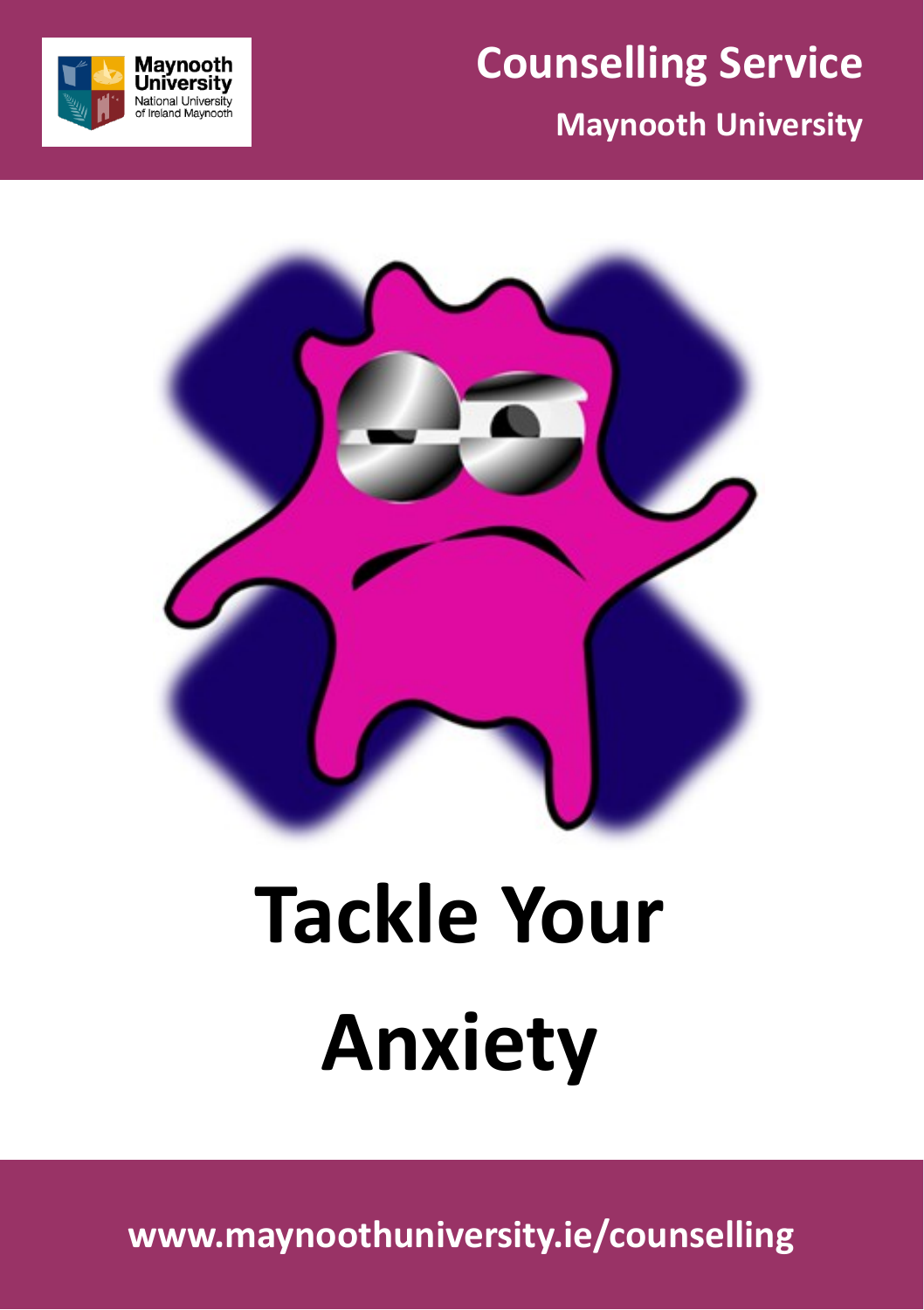Maynooth University
National University of Ireland Maynooth

# Counselling Service

## Maynooth University

# Tackle Your Anxiety

www.maynoothuniversity.ie/counselling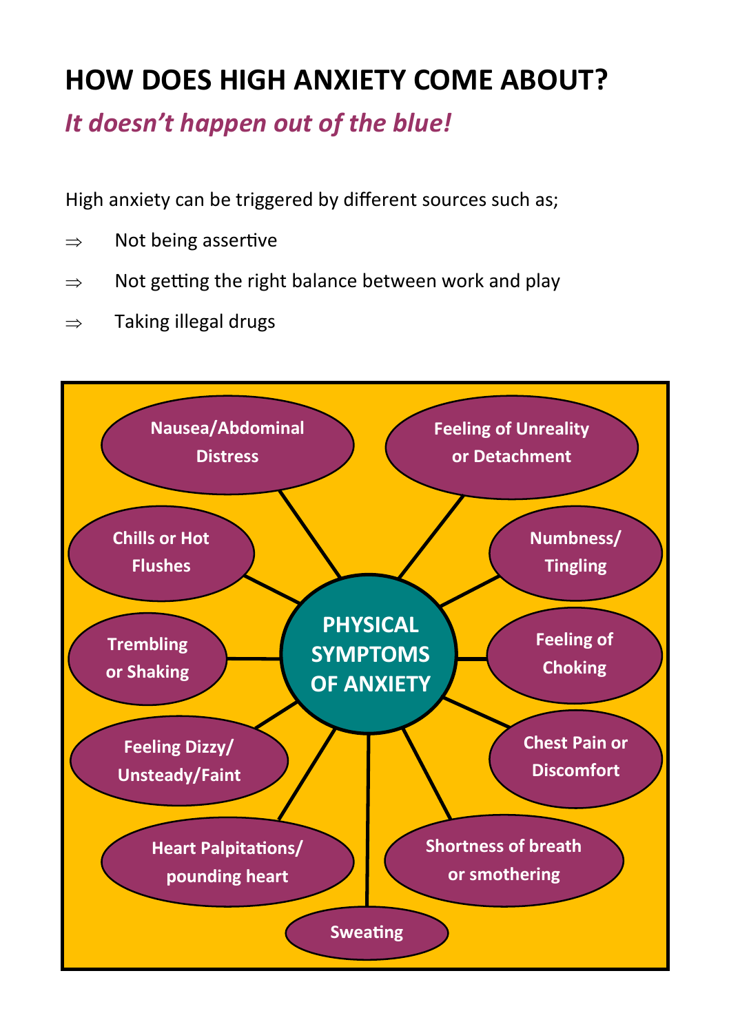# HOW DOES HIGH ANXIETY COME ABOUT?

***It doesn't happen out of the blue!***

High anxiety can be triggered by different sources such as;

⇒ Not being assertive

⇒ Not getting the right balance between work and play

⇒ Taking illegal drugs

**PHYSICAL SYMPTOMS OF ANXIETY**

- Nausea/Abdominal Distress
- Feeling of Unreality or Detachment
- Chills or Hot Flushes
- Numbness/ Tingling
- Trembling or Shaking
- Feeling of Choking
- Feeling Dizzy/ Unsteady/Faint
- Chest Pain or Discomfort
- Heart Palpitations/ pounding heart
- Shortness of breath or smothering
- Sweating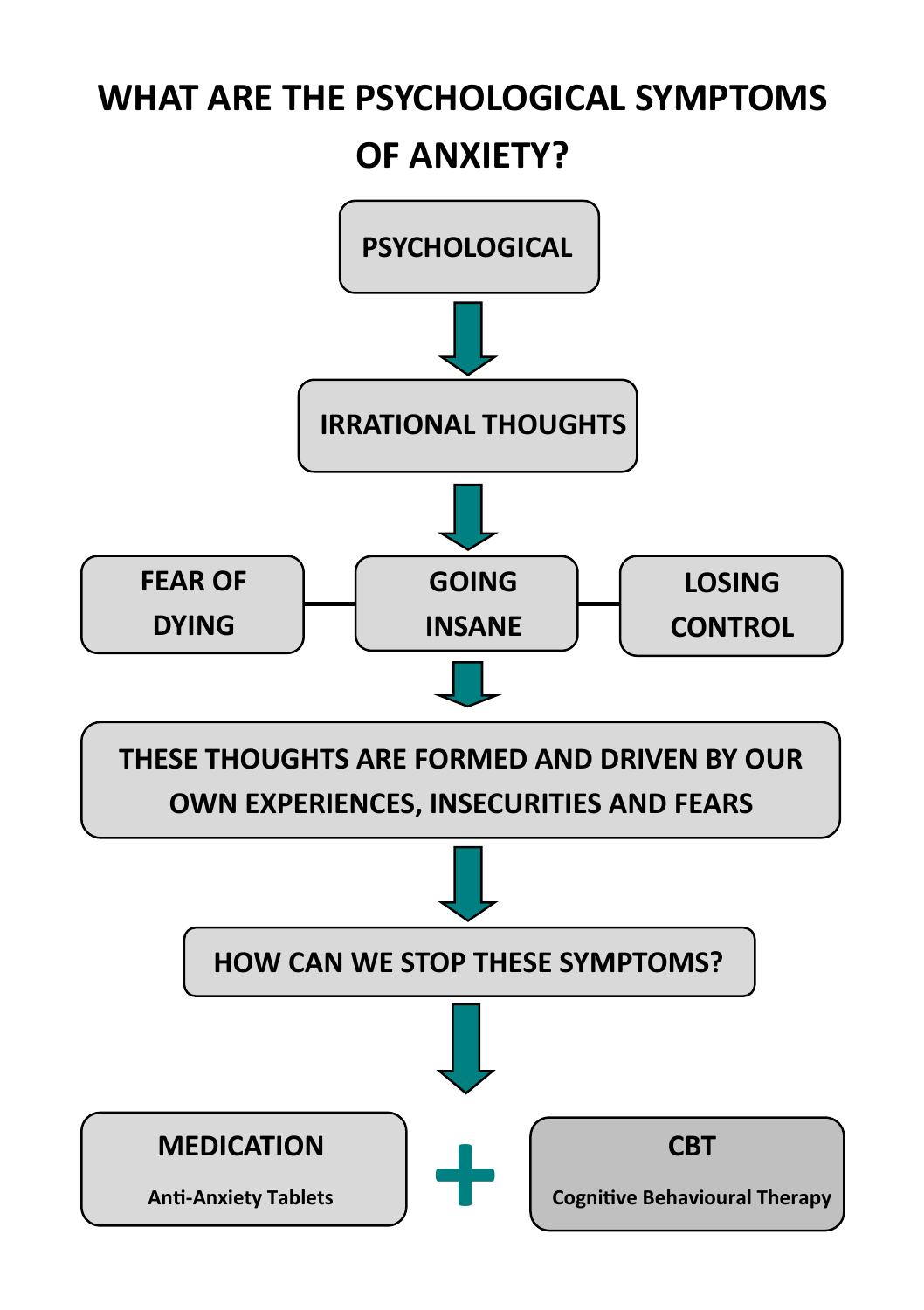# WHAT ARE THE PSYCHOLOGICAL SYMPTOMS OF ANXIETY?

**PSYCHOLOGICAL**

**IRRATIONAL THOUGHTS**

**FEAR OF DYING** — **GOING INSANE** — **LOSING CONTROL**

**THESE THOUGHTS ARE FORMED AND DRIVEN BY OUR OWN EXPERIENCES, INSECURITIES AND FEARS**

**HOW CAN WE STOP THESE SYMPTOMS?**

**MEDICATION**

Anti-Anxiety Tablets

+

**CBT**

Cognitive Behavioural Therapy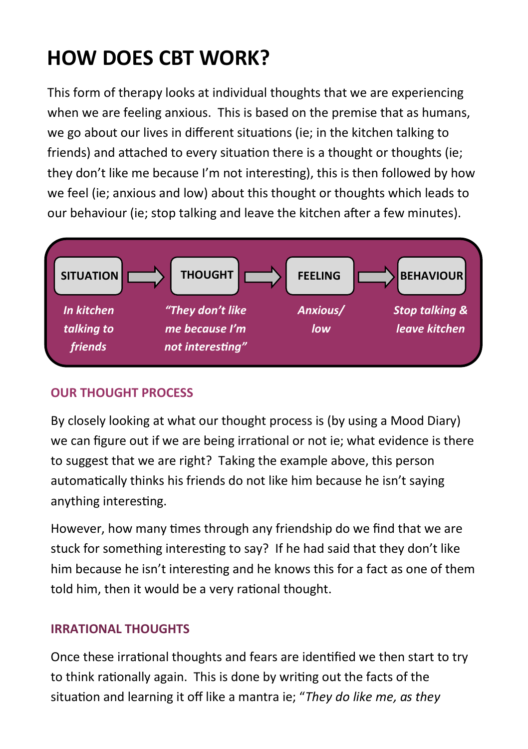# HOW DOES CBT WORK?

This form of therapy looks at individual thoughts that we are experiencing when we are feeling anxious. This is based on the premise that as humans, we go about our lives in different situations (ie; in the kitchen talking to friends) and attached to every situation there is a thought or thoughts (ie; they don't like me because I'm not interesting), this is then followed by how we feel (ie; anxious and low) about this thought or thoughts which leads to our behaviour (ie; stop talking and leave the kitchen after a few minutes).

| SITUATION | → | THOUGHT | → | FEELING | → | BEHAVIOUR |
|---|---|---|---|---|---|---|
| *In kitchen talking to friends* | | *"They don't like me because I'm not interesting"* | | *Anxious/ low* | | *Stop talking & leave kitchen* |

## OUR THOUGHT PROCESS

By closely looking at what our thought process is (by using a Mood Diary) we can figure out if we are being irrational or not ie; what evidence is there to suggest that we are right? Taking the example above, this person automatically thinks his friends do not like him because he isn't saying anything interesting.

However, how many times through any friendship do we find that we are stuck for something interesting to say? If he had said that they don't like him because he isn't interesting and he knows this for a fact as one of them told him, then it would be a very rational thought.

## IRRATIONAL THOUGHTS

Once these irrational thoughts and fears are identified we then start to try to think rationally again. This is done by writing out the facts of the situation and learning it off like a mantra ie; "*They do like me, as they*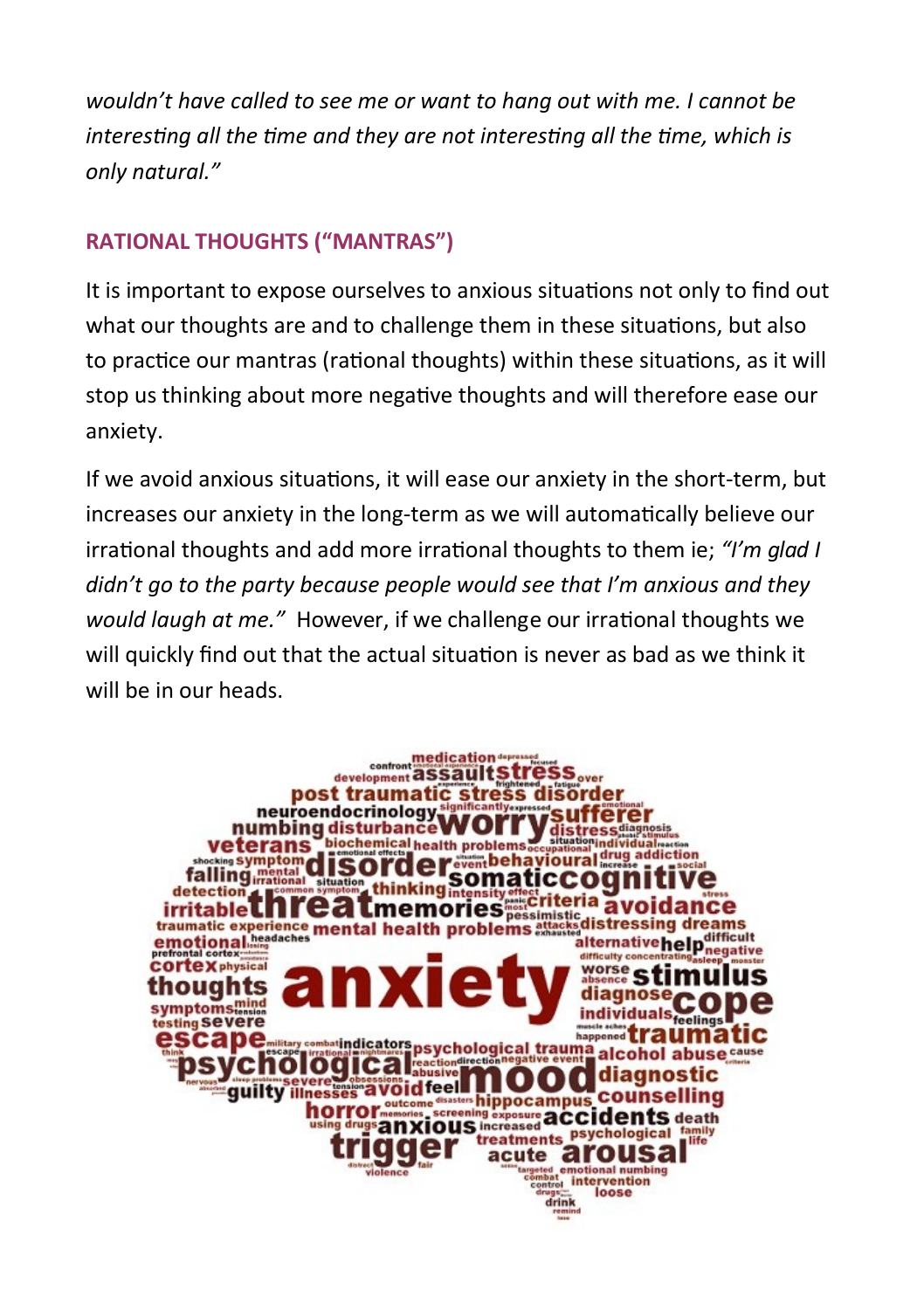*wouldn't have called to see me or want to hang out with me. I cannot be interesting all the time and they are not interesting all the time, which is only natural."*

## RATIONAL THOUGHTS ("MANTRAS")

It is important to expose ourselves to anxious situations not only to find out what our thoughts are and to challenge them in these situations, but also to practice our mantras (rational thoughts) within these situations, as it will stop us thinking about more negative thoughts and will therefore ease our anxiety.

If we avoid anxious situations, it will ease our anxiety in the short-term, but increases our anxiety in the long-term as we will automatically believe our irrational thoughts and add more irrational thoughts to them ie; *"I'm glad I didn't go to the party because people would see that I'm anxious and they would laugh at me."* However, if we challenge our irrational thoughts we will quickly find out that the actual situation is never as bad as we think it will be in our heads.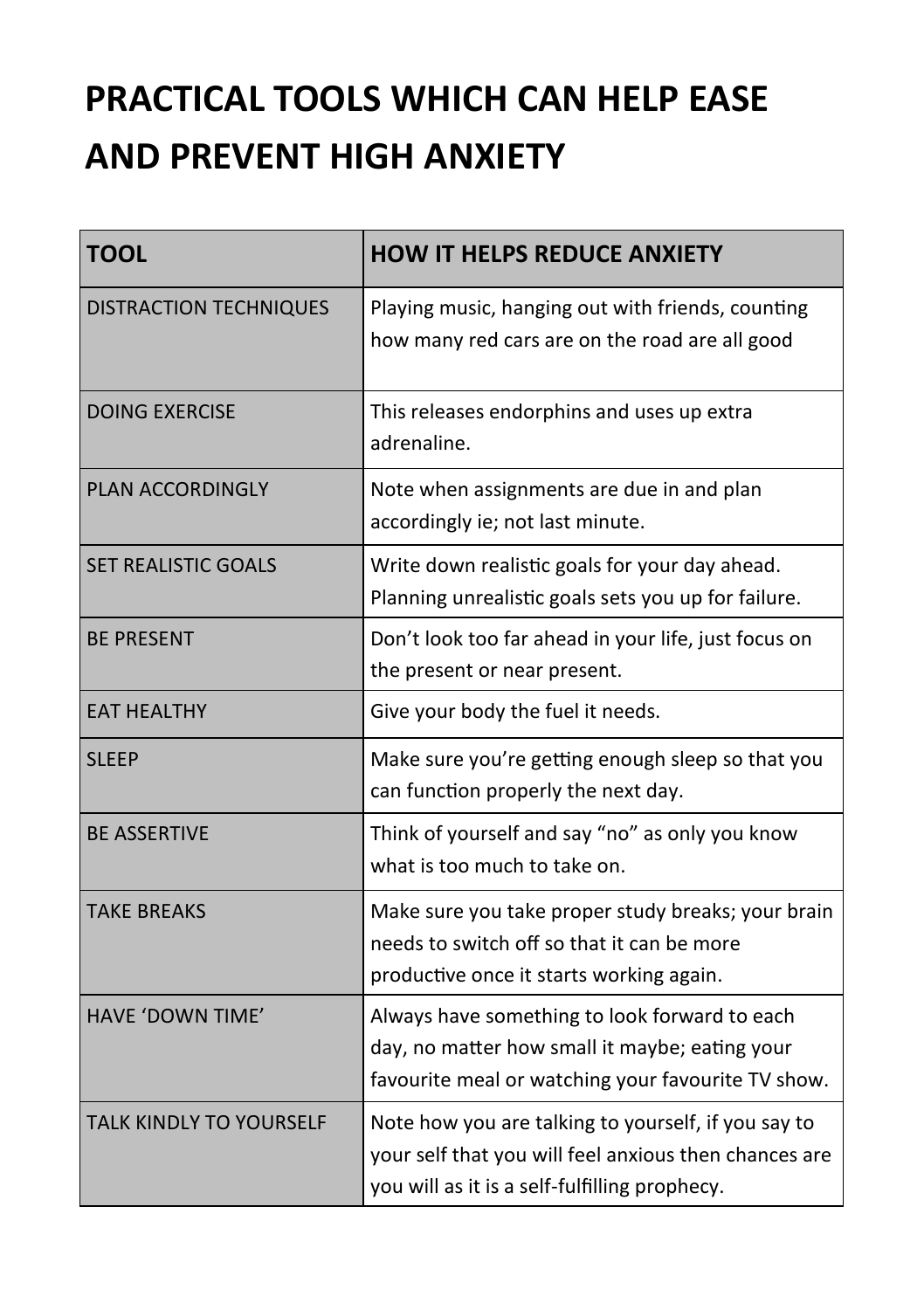# PRACTICAL TOOLS WHICH CAN HELP EASE AND PREVENT HIGH ANXIETY

| TOOL | HOW IT HELPS REDUCE ANXIETY |
| --- | --- |
| DISTRACTION TECHNIQUES | Playing music, hanging out with friends, counting how many red cars are on the road are all good |
| DOING EXERCISE | This releases endorphins and uses up extra adrenaline. |
| PLAN ACCORDINGLY | Note when assignments are due in and plan accordingly ie; not last minute. |
| SET REALISTIC GOALS | Write down realistic goals for your day ahead. Planning unrealistic goals sets you up for failure. |
| BE PRESENT | Don't look too far ahead in your life, just focus on the present or near present. |
| EAT HEALTHY | Give your body the fuel it needs. |
| SLEEP | Make sure you're getting enough sleep so that you can function properly the next day. |
| BE ASSERTIVE | Think of yourself and say "no" as only you know what is too much to take on. |
| TAKE BREAKS | Make sure you take proper study breaks; your brain needs to switch off so that it can be more productive once it starts working again. |
| HAVE 'DOWN TIME' | Always have something to look forward to each day, no matter how small it maybe; eating your favourite meal or watching your favourite TV show. |
| TALK KINDLY TO YOURSELF | Note how you are talking to yourself, if you say to your self that you will feel anxious then chances are you will as it is a self-fulfilling prophecy. |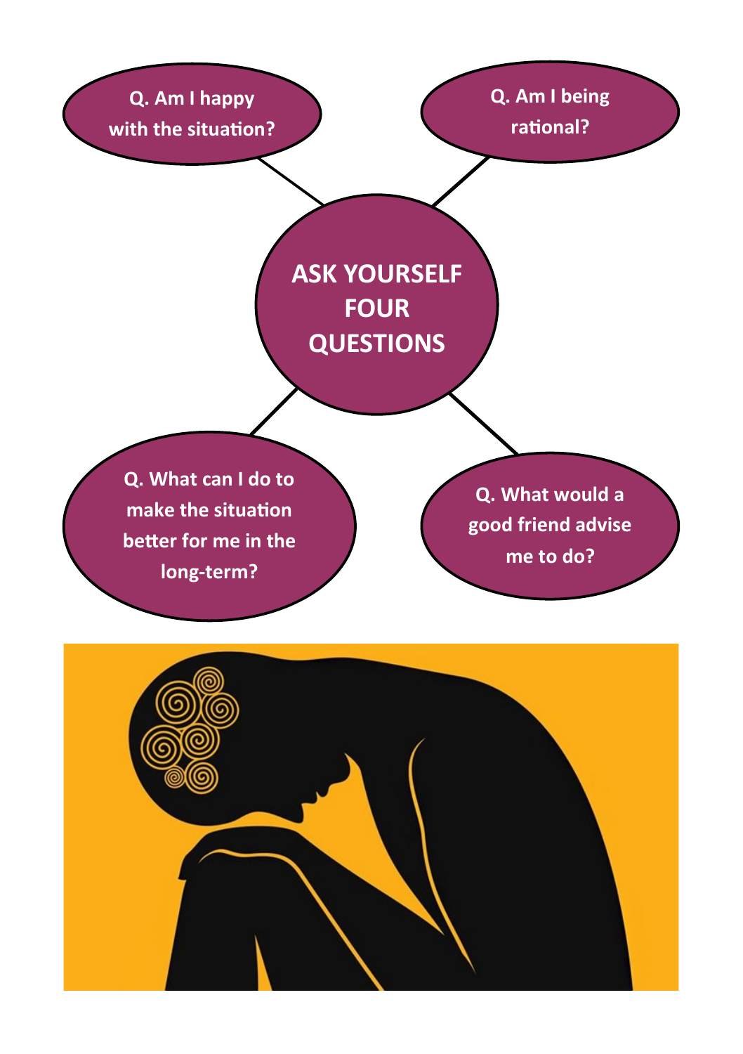# ASK YOURSELF FOUR QUESTIONS

- Q. Am I happy with the situation?
- Q. Am I being rational?
- Q. What can I do to make the situation better for me in the long-term?
- Q. What would a good friend advise me to do?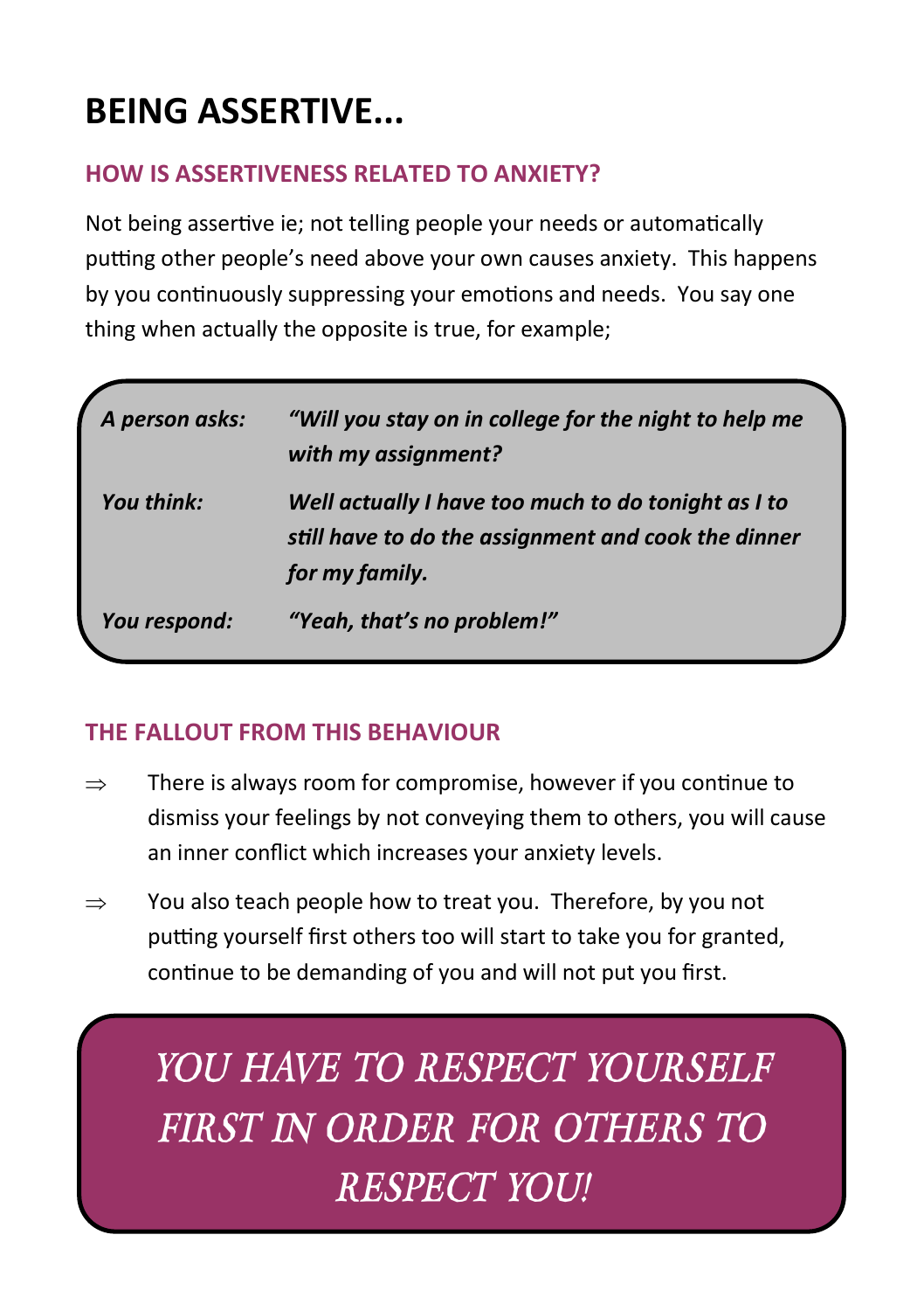# BEING ASSERTIVE...

## HOW IS ASSERTIVENESS RELATED TO ANXIETY?

Not being assertive ie; not telling people your needs or automatically putting other people's need above your own causes anxiety. This happens by you continuously suppressing your emotions and needs. You say one thing when actually the opposite is true, for example;

| | |
|---|---|
| ***A person asks:*** | ***"Will you stay on in college for the night to help me with my assignment?*** |
| ***You think:*** | ***Well actually I have too much to do tonight as I to still have to do the assignment and cook the dinner for my family.*** |
| ***You respond:*** | ***"Yeah, that's no problem!"*** |

## THE FALLOUT FROM THIS BEHAVIOUR

⇒ There is always room for compromise, however if you continue to dismiss your feelings by not conveying them to others, you will cause an inner conflict which increases your anxiety levels.

⇒ You also teach people how to treat you. Therefore, by you not putting yourself first others too will start to take you for granted, continue to be demanding of you and will not put you first.

*YOU HAVE TO RESPECT YOURSELF FIRST IN ORDER FOR OTHERS TO RESPECT YOU!*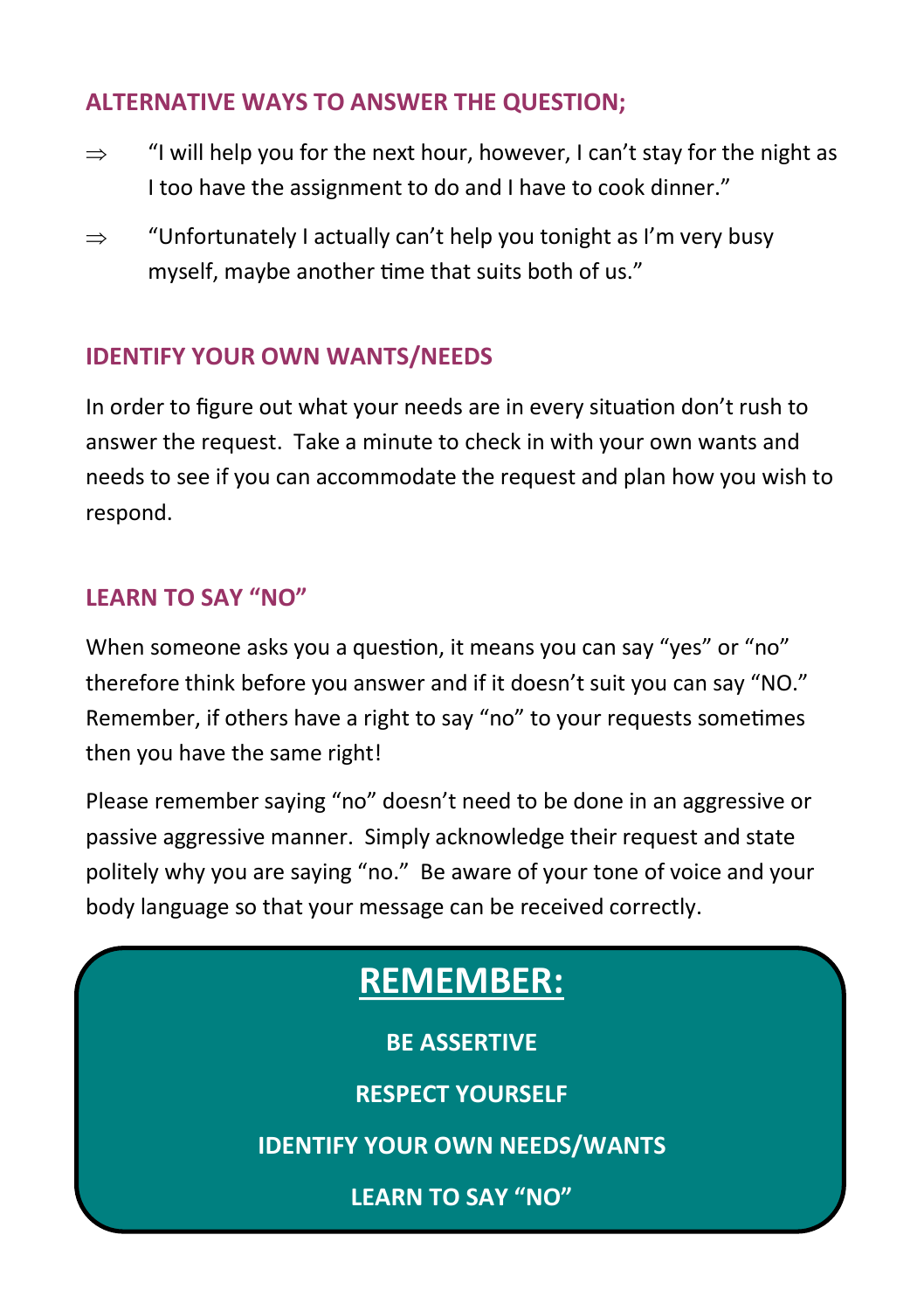## ALTERNATIVE WAYS TO ANSWER THE QUESTION;

⇒ "I will help you for the next hour, however, I can't stay for the night as I too have the assignment to do and I have to cook dinner."

⇒ "Unfortunately I actually can't help you tonight as I'm very busy myself, maybe another time that suits both of us."

## IDENTIFY YOUR OWN WANTS/NEEDS

In order to figure out what your needs are in every situation don't rush to answer the request. Take a minute to check in with your own wants and needs to see if you can accommodate the request and plan how you wish to respond.

## LEARN TO SAY "NO"

When someone asks you a question, it means you can say "yes" or "no" therefore think before you answer and if it doesn't suit you can say "NO." Remember, if others have a right to say "no" to your requests sometimes then you have the same right!

Please remember saying "no" doesn't need to be done in an aggressive or passive aggressive manner. Simply acknowledge their request and state politely why you are saying "no." Be aware of your tone of voice and your body language so that your message can be received correctly.

## REMEMBER:

**BE ASSERTIVE**

**RESPECT YOURSELF**

**IDENTIFY YOUR OWN NEEDS/WANTS**

**LEARN TO SAY "NO"**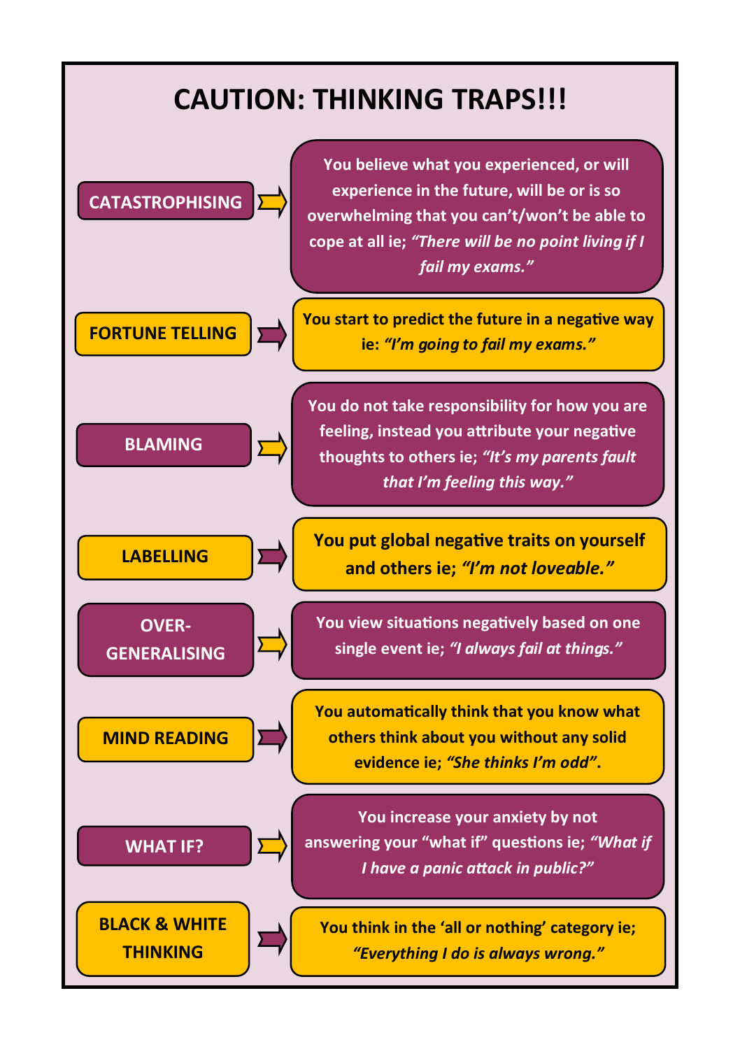# CAUTION: THINKING TRAPS!!!

**CATASTROPHISING** → You believe what you experienced, or will experience in the future, will be or is so overwhelming that you can't/won't be able to cope at all ie; *"There will be no point living if I fail my exams."*

**FORTUNE TELLING** → You start to predict the future in a negative way ie: *"I'm going to fail my exams."*

**BLAMING** → You do not take responsibility for how you are feeling, instead you attribute your negative thoughts to others ie; *"It's my parents fault that I'm feeling this way."*

**LABELLING** → You put global negative traits on yourself and others ie; *"I'm not loveable."*

**OVER-GENERALISING** → You view situations negatively based on one single event ie; *"I always fail at things."*

**MIND READING** → You automatically think that you know what others think about you without any solid evidence ie; *"She thinks I'm odd"*.

**WHAT IF?** → You increase your anxiety by not answering your "what if" questions ie; *"What if I have a panic attack in public?"*

**BLACK & WHITE THINKING** → You think in the 'all or nothing' category ie; *"Everything I do is always wrong."*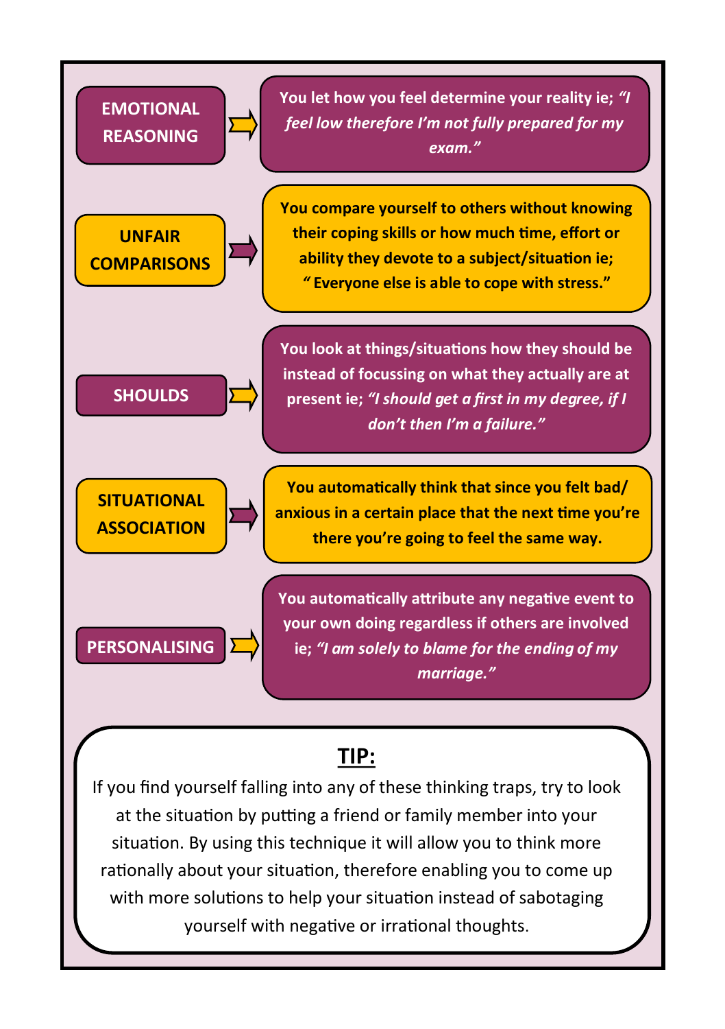**EMOTIONAL REASONING** → You let how you feel determine your reality ie; *"I feel low therefore I'm not fully prepared for my exam."*

**UNFAIR COMPARISONS** → You compare yourself to others without knowing their coping skills or how much time, effort or ability they devote to a subject/situation ie; " Everyone else is able to cope with stress."

**SHOULDS** → You look at things/situations how they should be instead of focussing on what they actually are at present ie; *"I should get a first in my degree, if I don't then I'm a failure."*

**SITUATIONAL ASSOCIATION** → You automatically think that since you felt bad/ anxious in a certain place that the next time you're there you're going to feel the same way.

**PERSONALISING** → You automatically attribute any negative event to your own doing regardless if others are involved ie; *"I am solely to blame for the ending of my marriage."*

## TIP:

If you find yourself falling into any of these thinking traps, try to look at the situation by putting a friend or family member into your situation. By using this technique it will allow you to think more rationally about your situation, therefore enabling you to come up with more solutions to help your situation instead of sabotaging yourself with negative or irrational thoughts.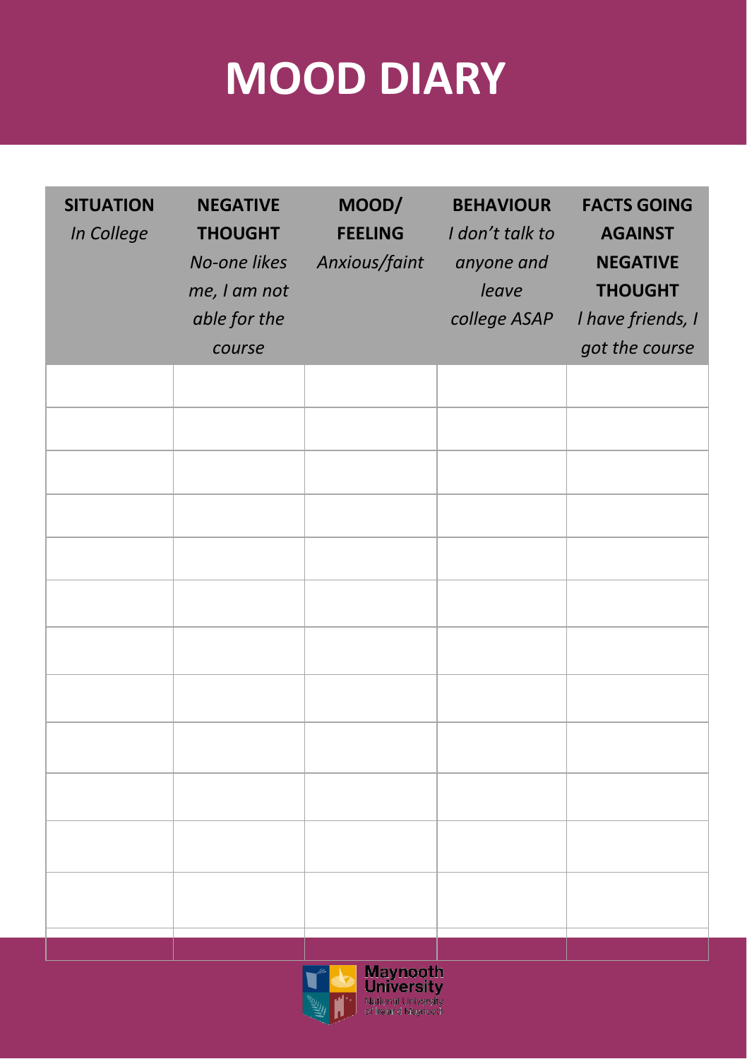# MOOD DIARY

| **SITUATION** *In College* | **NEGATIVE THOUGHT** *No-one likes me, I am not able for the course* | **MOOD/ FEELING** *Anxious/faint* | **BEHAVIOUR** *I don't talk to anyone and leave college ASAP* | **FACTS GOING AGAINST NEGATIVE THOUGHT** *I have friends, I got the course* |
|---|---|---|---|---|
| | | | | |
| | | | | |
| | | | | |
| | | | | |
| | | | | |
| | | | | |
| | | | | |
| | | | | |
| | | | | |
| | | | | |
| | | | | |
| | | | | |
| | | | | |

Maynooth University
National University of Ireland Maynooth